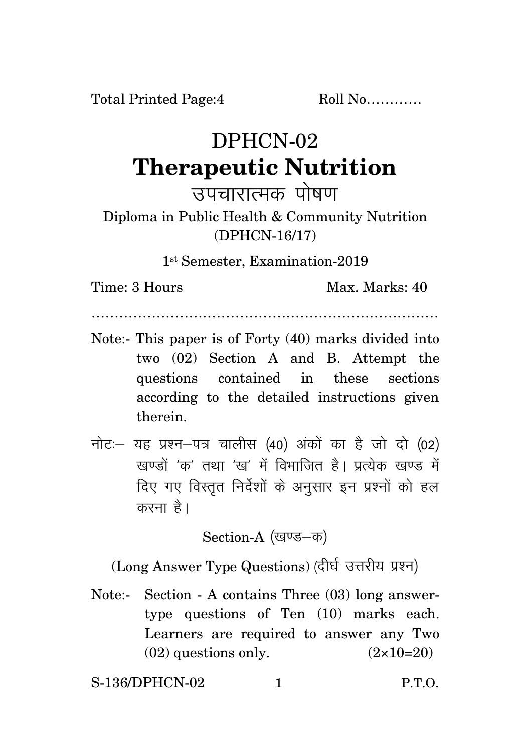Total Printed Page:4 Roll No…………

# DPHCN-02

# Therapeutic Nutrition

## उपचारात्मक पोषण

Diploma in Public Health & Community Nutrition (DPHCN-16/17)

1st Semester, Examination-2019

Time: 3 Hours Max. Marks: 40

…………………………………………………………………

Note:- This paper is of Forty (40) marks divided into two (02) Section A and B. Attempt the questions contained in these sections according to the detailed instructions given therein.

नोटः– यह प्रश्न–पत्र चालीस (40) अंकों का है जो दो (02) खण्डों 'क' तथा 'ख' में विभाजित है। प्रत्येक खण्ड में दिए गए विस्तृत निर्देशों के अनुसार इन प्रश्नों को हल करना है।

### Section-A (खण्ड–क)

(Long Answer Type Questions) (दीर्घ उत्तरीय प्रश्न)

Note:- Section - A contains Three (03) long answer-type questions of Ten (10) marks each. Learners are required to answer any Two (02) questions only. (2×10=20)

S-136/DPHCN-02 P.T.O.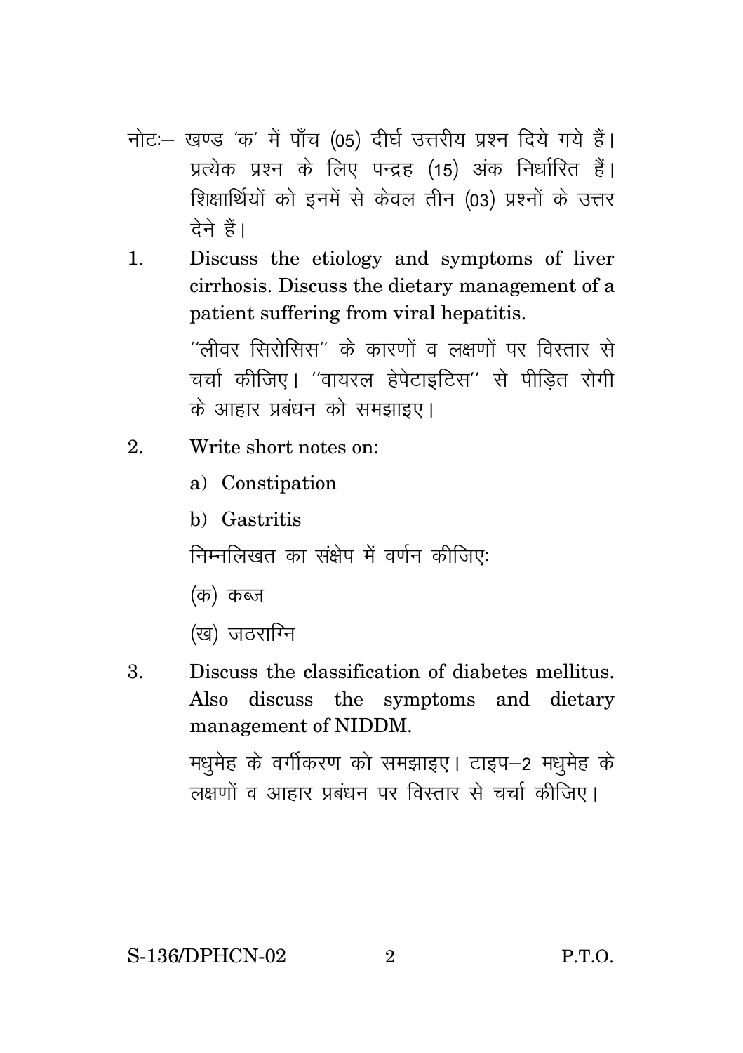नोटः– खण्ड 'क' में पाँच (05) दीर्घ उत्तरीय प्रश्न दिये गये हैं। प्रत्येक प्रश्न के लिए पन्द्रह (15) अंक निर्धारित हैं। शिक्षार्थियों को इनमें से केवल तीन (03) प्रश्नों के उत्तर देने हैं।

1. Discuss the etiology and symptoms of liver cirrhosis. Discuss the dietary management of a patient suffering from viral hepatitis.

   ''लीवर सिरोसिस'' के कारणों व लक्षणों पर विस्तार से चर्चा कीजिए। ''वायरल हेपेटाइटिस'' से पीड़ित रोगी के आहार प्रबंधन को समझाइए।

2. Write short notes on:

   a) Constipation

   b) Gastritis

   निम्नलिखत का संक्षेप में वर्णन कीजिए:

   (क) कब्ज

   (ख) जठराग्नि

3. Discuss the classification of diabetes mellitus. Also discuss the symptoms and dietary management of NIDDM.

   मधुमेह के वर्गीकरण को समझाइए। टाइप–2 मधुमेह के लक्षणों व आहार प्रबंधन पर विस्तार से चर्चा कीजिए।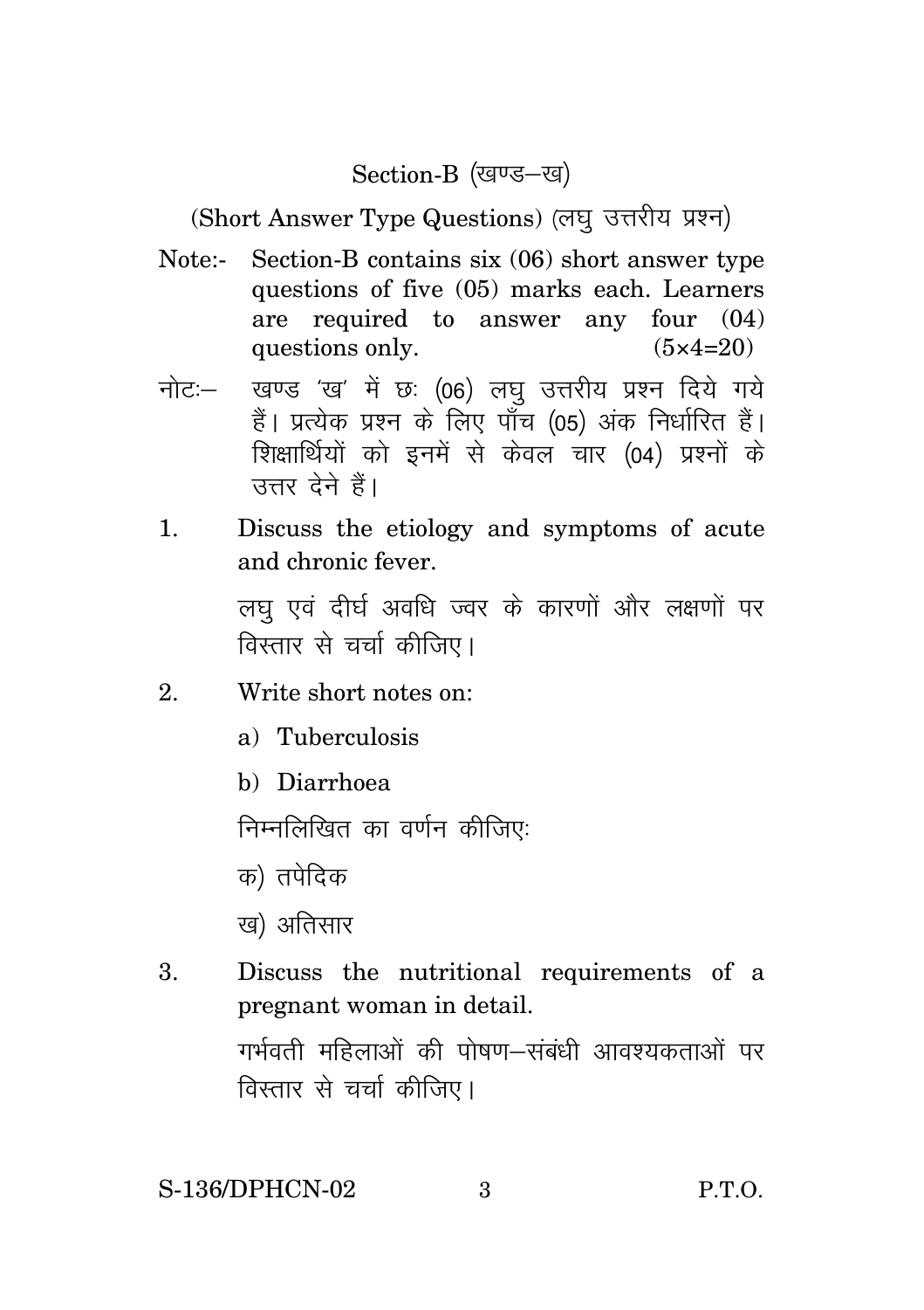## Section-B (खण्ड–ख)

(Short Answer Type Questions) (लघु उत्तरीय प्रश्न)

Note:- Section-B contains six (06) short answer type questions of five (05) marks each. Learners are required to answer any four (04) questions only. (5×4=20)

नोटः– खण्ड 'ख' में छः (06) लघु उत्तरीय प्रश्न दिये गये हैं। प्रत्येक प्रश्न के लिए पाँच (05) अंक निर्धारित हैं। शिक्षार्थियों को इनमें से केवल चार (04) प्रश्नों के उत्तर देने हैं।

1. Discuss the etiology and symptoms of acute and chronic fever.

   लघु एवं दीर्घ अवधि ज्वर के कारणों और लक्षणों पर विस्तार से चर्चा कीजिए।

2. Write short notes on:

   a) Tuberculosis

   b) Diarrhoea

   निम्नलिखित का वर्णन कीजिएः

   क) तपेदिक

   ख) अतिसार

3. Discuss the nutritional requirements of a pregnant woman in detail.

   गर्भवती महिलाओं की पोषण–संबंधी आवश्यकताओं पर विस्तार से चर्चा कीजिए।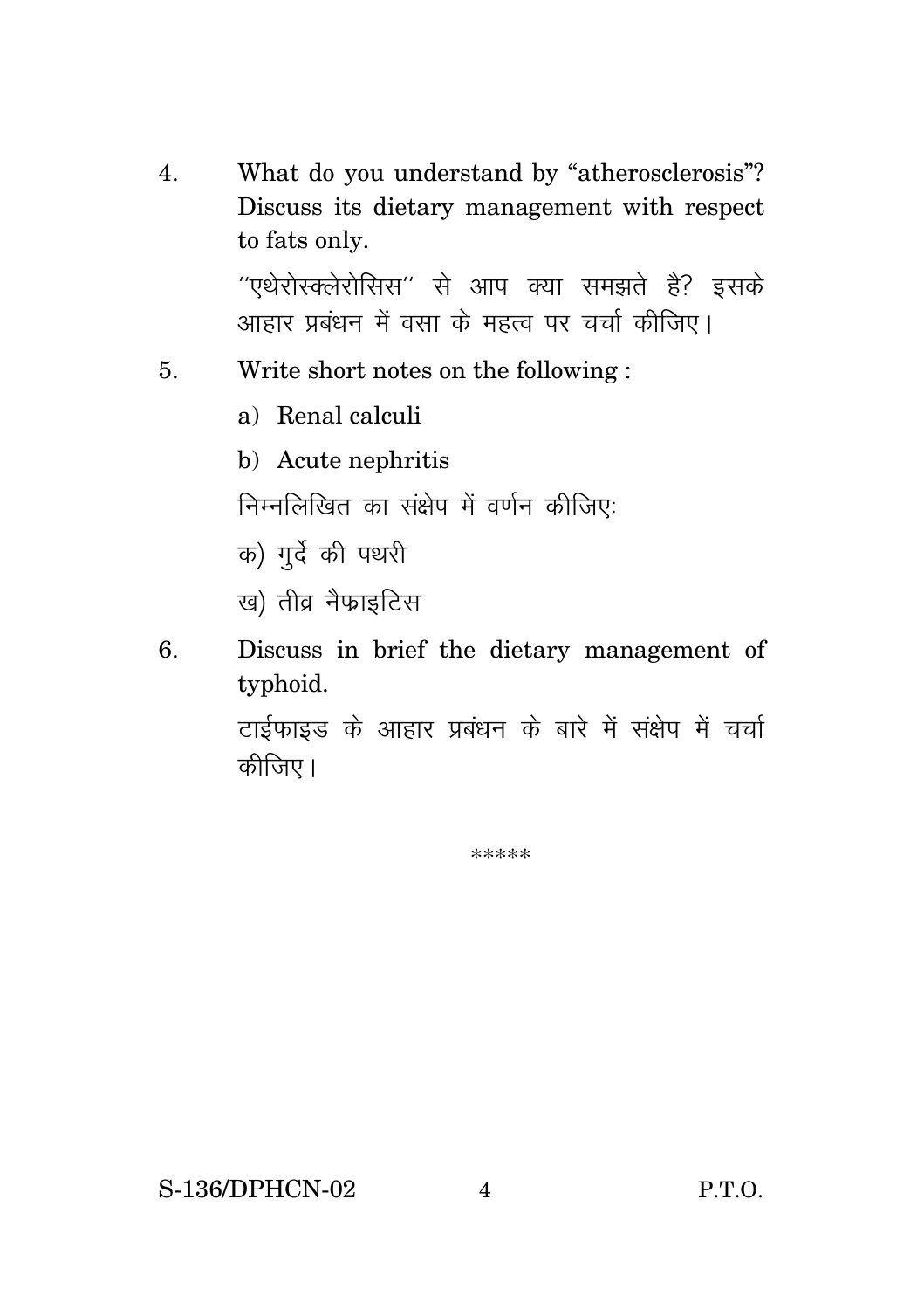4. What do you understand by "atherosclerosis"? Discuss its dietary management with respect to fats only.

   ''एथेरोस्क्लेरोसिस'' से आप क्या समझते है? इसके आहार प्रबंधन में वसा के महत्व पर चर्चा कीजिए।

5. Write short notes on the following :

   a) Renal calculi

   b) Acute nephritis

   निम्नलिखित का संक्षेप में वर्णन कीजिए:

   क) गुर्दे की पथरी

   ख) तीव्र नैफ्राइटिस

6. Discuss in brief the dietary management of typhoid.

   टाईफाइड के आहार प्रबंधन के बारे में संक्षेप में चर्चा कीजिए।

*****